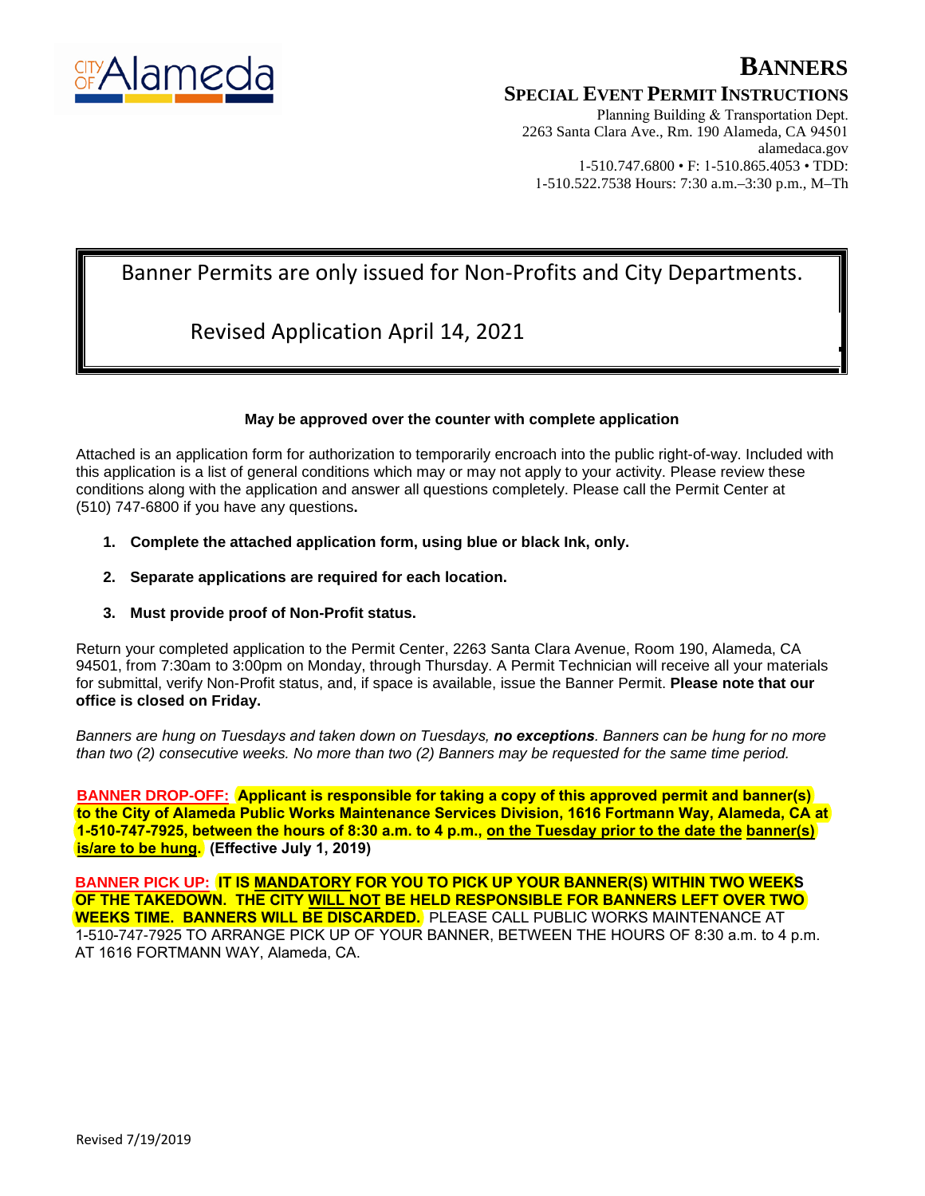CITY OF Alameda

# BANNERS

## SPECIAL EVENT PERMIT INSTRUCTIONS

Planning Building & Transportation Dept.
2263 Santa Clara Ave., Rm. 190 Alameda, CA 94501
alamedaca.gov
1-510.747.6800 • F: 1-510.865.4053 • TDD: 1-510.522.7538 Hours: 7:30 a.m.–3:30 p.m., M–Th

Banner Permits are only issued for Non-Profits and City Departments.

Revised Application April 14, 2021

**May be approved over the counter with complete application**

Attached is an application form for authorization to temporarily encroach into the public right-of-way. Included with this application is a list of general conditions which may or may not apply to your activity. Please review these conditions along with the application and answer all questions completely. Please call the Permit Center at (510) 747-6800 if you have any questions**.**

1. **Complete the attached application form, using blue or black Ink, only.**
2. **Separate applications are required for each location.**
3. **Must provide proof of Non-Profit status.**

Return your completed application to the Permit Center, 2263 Santa Clara Avenue, Room 190, Alameda, CA 94501, from 7:30am to 3:00pm on Monday, through Thursday. A Permit Technician will receive all your materials for submittal, verify Non-Profit status, and, if space is available, issue the Banner Permit. **Please note that our office is closed on Friday.**

*Banners are hung on Tuesdays and taken down on Tuesdays, **no exceptions**. Banners can be hung for no more than two (2) consecutive weeks. No more than two (2) Banners may be requested for the same time period.*

**BANNER DROP-OFF: Applicant is responsible for taking a copy of this approved permit and banner(s) to the City of Alameda Public Works Maintenance Services Division, 1616 Fortmann Way, Alameda, CA at 1-510-747-7925, between the hours of 8:30 a.m. to 4 p.m., on the Tuesday prior to the date the banner(s) is/are to be hung. (Effective July 1, 2019)**

**BANNER PICK UP: IT IS MANDATORY FOR YOU TO PICK UP YOUR BANNER(S) WITHIN TWO WEEKS OF THE TAKEDOWN. THE CITY WILL NOT BE HELD RESPONSIBLE FOR BANNERS LEFT OVER TWO WEEKS TIME. BANNERS WILL BE DISCARDED.** PLEASE CALL PUBLIC WORKS MAINTENANCE AT 1-510-747-7925 TO ARRANGE PICK UP OF YOUR BANNER, BETWEEN THE HOURS OF 8:30 a.m. to 4 p.m. AT 1616 FORTMANN WAY, Alameda, CA.

Revised 7/19/2019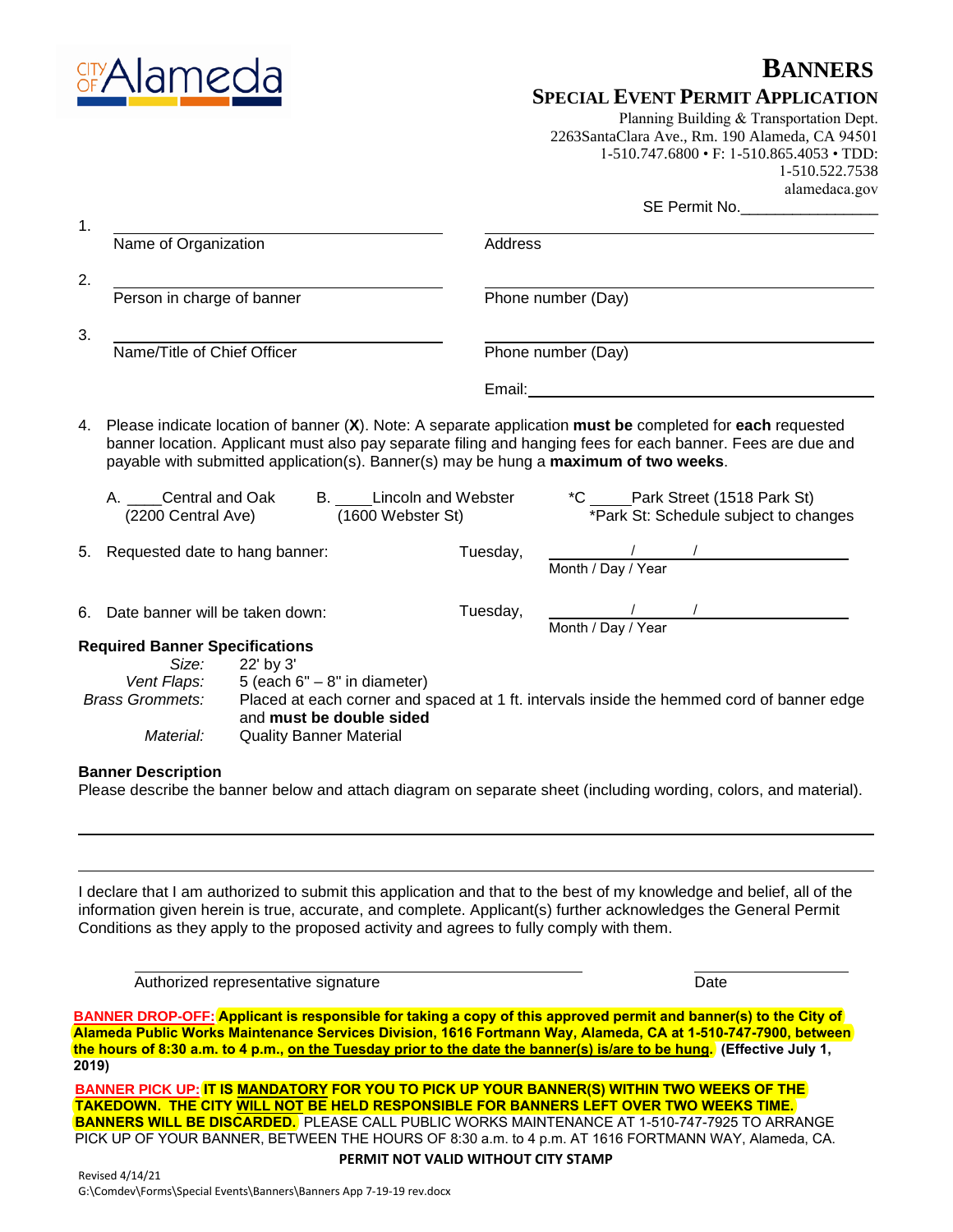CITY OF Alameda

# BANNERS

## SPECIAL EVENT PERMIT APPLICATION

Planning Building & Transportation Dept.
2263SantaClara Ave., Rm. 190 Alameda, CA 94501
1-510.747.6800 • F: 1-510.865.4053 • TDD: 1-510.522.7538
alamedaca.gov

SE Permit No.________________

1. ______________________________ Name of Organization ______________________________ Address

2. ______________________________ Person in charge of banner ______________________________ Phone number (Day)

3. ______________________________ Name/Title of Chief Officer ______________________________ Phone number (Day)

Email:______________________________

4. Please indicate location of banner (**X**). Note: A separate application **must be** completed for **each** requested banner location. Applicant must also pay separate filing and hanging fees for each banner. Fees are due and payable with submitted application(s). Banner(s) may be hung a **maximum of two weeks**.

   A. ____Central and Oak (2200 Central Ave)
   B. ____Lincoln and Webster (1600 Webster St)
   *C _____Park Street (1518 Park St)
   *Park St: Schedule subject to changes

5. Requested date to hang banner: Tuesday, _______/_______/_______ Month / Day / Year

6. Date banner will be taken down: Tuesday, _______/_______/_______ Month / Day / Year

**Required Banner Specifications**

*Size:* 22' by 3'
*Vent Flaps:* 5 (each 6" – 8" in diameter)
*Brass Grommets:* Placed at each corner and spaced at 1 ft. intervals inside the hemmed cord of banner edge and **must be double sided**
*Material:* Quality Banner Material

**Banner Description**

Please describe the banner below and attach diagram on separate sheet (including wording, colors, and material).

______________________________________________________________________

______________________________________________________________________

I declare that I am authorized to submit this application and that to the best of my knowledge and belief, all of the information given herein is true, accurate, and complete. Applicant(s) further acknowledges the General Permit Conditions as they apply to the proposed activity and agrees to fully comply with them.

______________________________ Authorized representative signature ______________ Date

**BANNER DROP-OFF: Applicant is responsible for taking a copy of this approved permit and banner(s) to the City of Alameda Public Works Maintenance Services Division, 1616 Fortmann Way, Alameda, CA at 1-510-747-7900, between the hours of 8:30 a.m. to 4 p.m., on the Tuesday prior to the date the banner(s) is/are to be hung. (Effective July 1, 2019)**

**BANNER PICK UP: IT IS MANDATORY FOR YOU TO PICK UP YOUR BANNER(S) WITHIN TWO WEEKS OF THE TAKEDOWN. THE CITY WILL NOT BE HELD RESPONSIBLE FOR BANNERS LEFT OVER TWO WEEKS TIME. BANNERS WILL BE DISCARDED.** PLEASE CALL PUBLIC WORKS MAINTENANCE AT 1-510-747-7925 TO ARRANGE PICK UP OF YOUR BANNER, BETWEEN THE HOURS OF 8:30 a.m. to 4 p.m. AT 1616 FORTMANN WAY, Alameda, CA.

**PERMIT NOT VALID WITHOUT CITY STAMP**

Revised 4/14/21
G:\Comdev\Forms\Special Events\Banners\Banners App 7-19-19 rev.docx